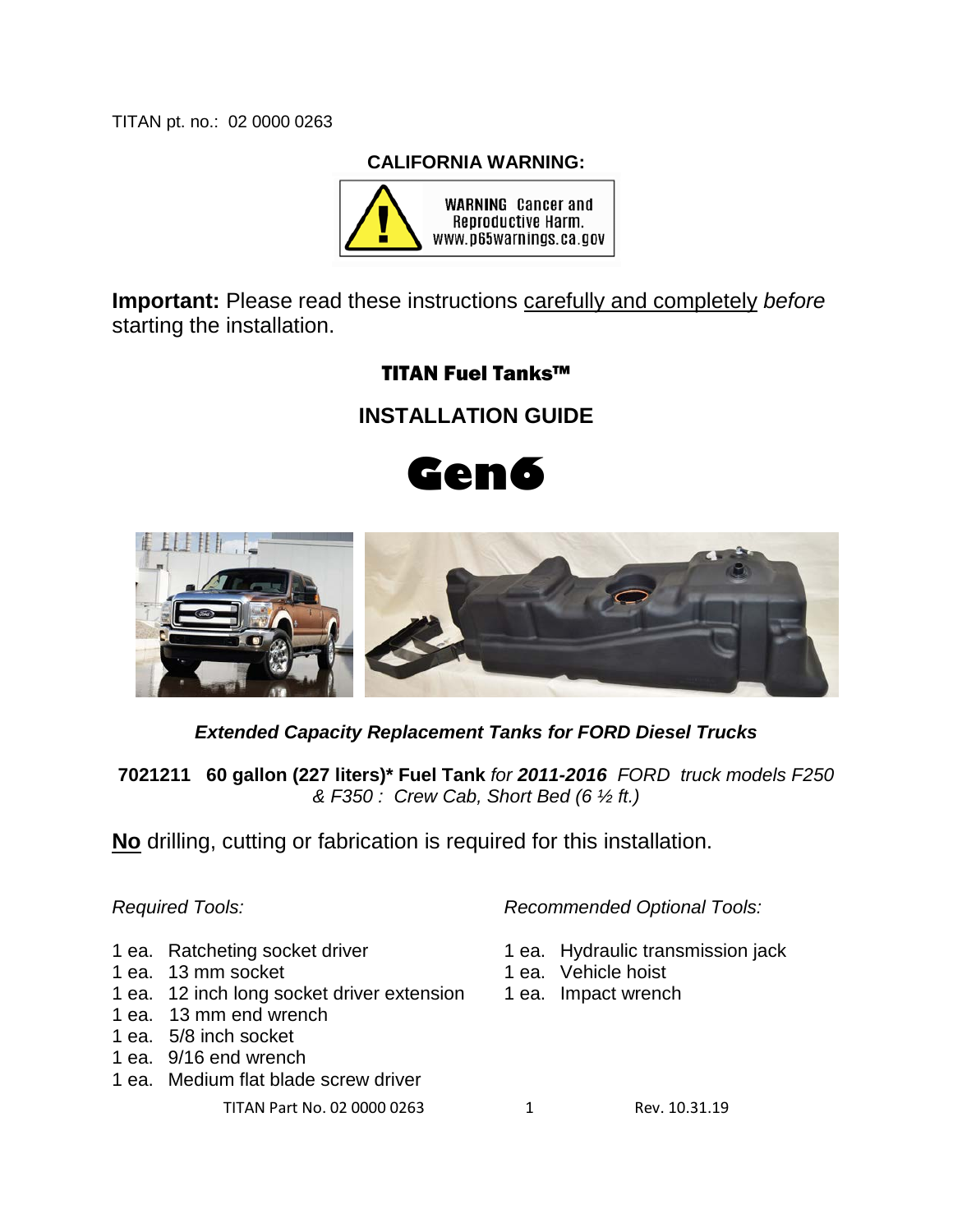TITAN pt. no.: 02 0000 0263

**CALIFORNIA WARNING:**

**WARNING** Cancer and Reproductive Harm. www.p65warnings.ca.gov

**Important:** Please read these instructions carefully and completely *before* starting the installation.

# TITAN Fuel Tanks™

## INSTALLATION GUIDE

# Gen6

***Extended Capacity Replacement Tanks for FORD Diesel Trucks***

**7021211 60 gallon (227 liters)\* Fuel Tank** *for **2011-2016** FORD truck models F250 & F350 : Crew Cab, Short Bed (6 ½ ft.)*

**No** drilling, cutting or fabrication is required for this installation.

*Required Tools:*

- 1 ea. Ratcheting socket driver
- 1 ea. 13 mm socket
- 1 ea. 12 inch long socket driver extension
- 1 ea. 13 mm end wrench
- 1 ea. 5/8 inch socket
- 1 ea. 9/16 end wrench
- 1 ea. Medium flat blade screw driver

*Recommended Optional Tools:*

- 1 ea. Hydraulic transmission jack
- 1 ea. Vehicle hoist
- 1 ea. Impact wrench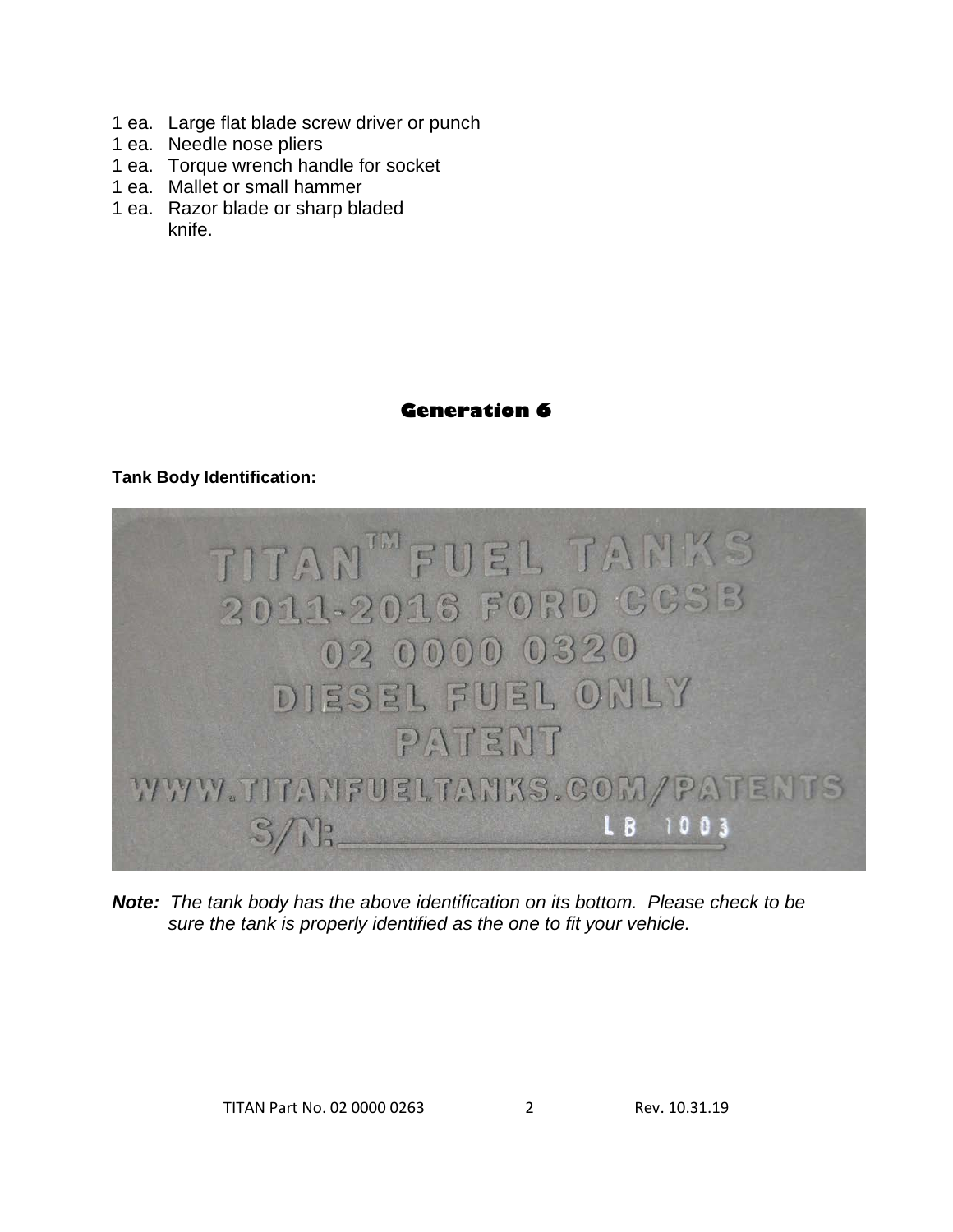1 ea. Large flat blade screw driver or punch
1 ea. Needle nose pliers
1 ea. Torque wrench handle for socket
1 ea. Mallet or small hammer
1 ea. Razor blade or sharp bladed knife.

## Generation 6

**Tank Body Identification:**

TITAN™ FUEL TANKS
2011-2016 FORD CCSB
02 0000 0320
DIESEL FUEL ONLY
PATENT
WWW.TITANFUELTANKS.COM/PATENTS
S/N: LB 1003

***Note:*** *The tank body has the above identification on its bottom. Please check to be sure the tank is properly identified as the one to fit your vehicle.*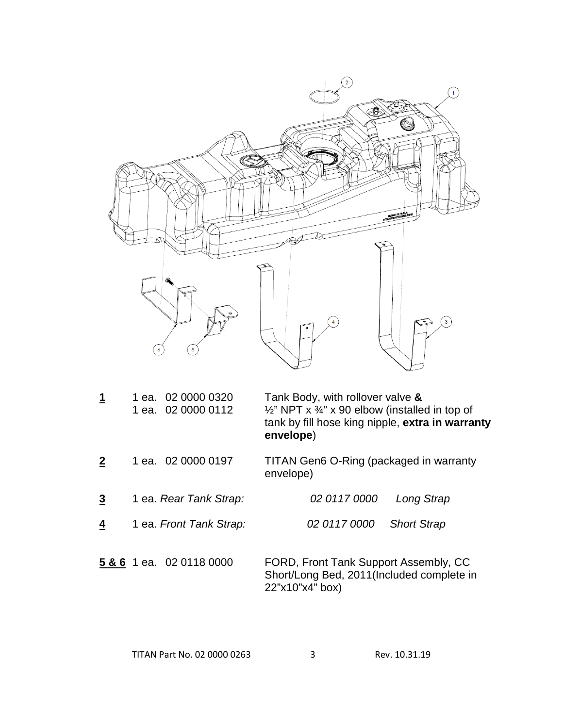| | | | |
|---|---|---|---|
| **1** | 1 ea. 02 0000 0320<br>1 ea. 02 0000 0112 | Tank Body, with rollover valve **&**<br>½" NPT x ¾" x 90 elbow (installed in top of tank by fill hose king nipple, **extra in warranty envelope**) | |
| **2** | 1 ea. 02 0000 0197 | TITAN Gen6 O-Ring (packaged in warranty envelope) | |
| **3** | 1 ea. *Rear Tank Strap:* | *02 0117 0000* | *Long Strap* |
| **4** | 1 ea. *Front Tank Strap:* | *02 0117 0000* | *Short Strap* |
| **5 & 6** | 1 ea. 02 0118 0000 | FORD, Front Tank Support Assembly, CC Short/Long Bed, 2011(Included complete in 22"x10"x4" box) | |

TITAN Part No. 02 0000 0263

Rev. 10.31.19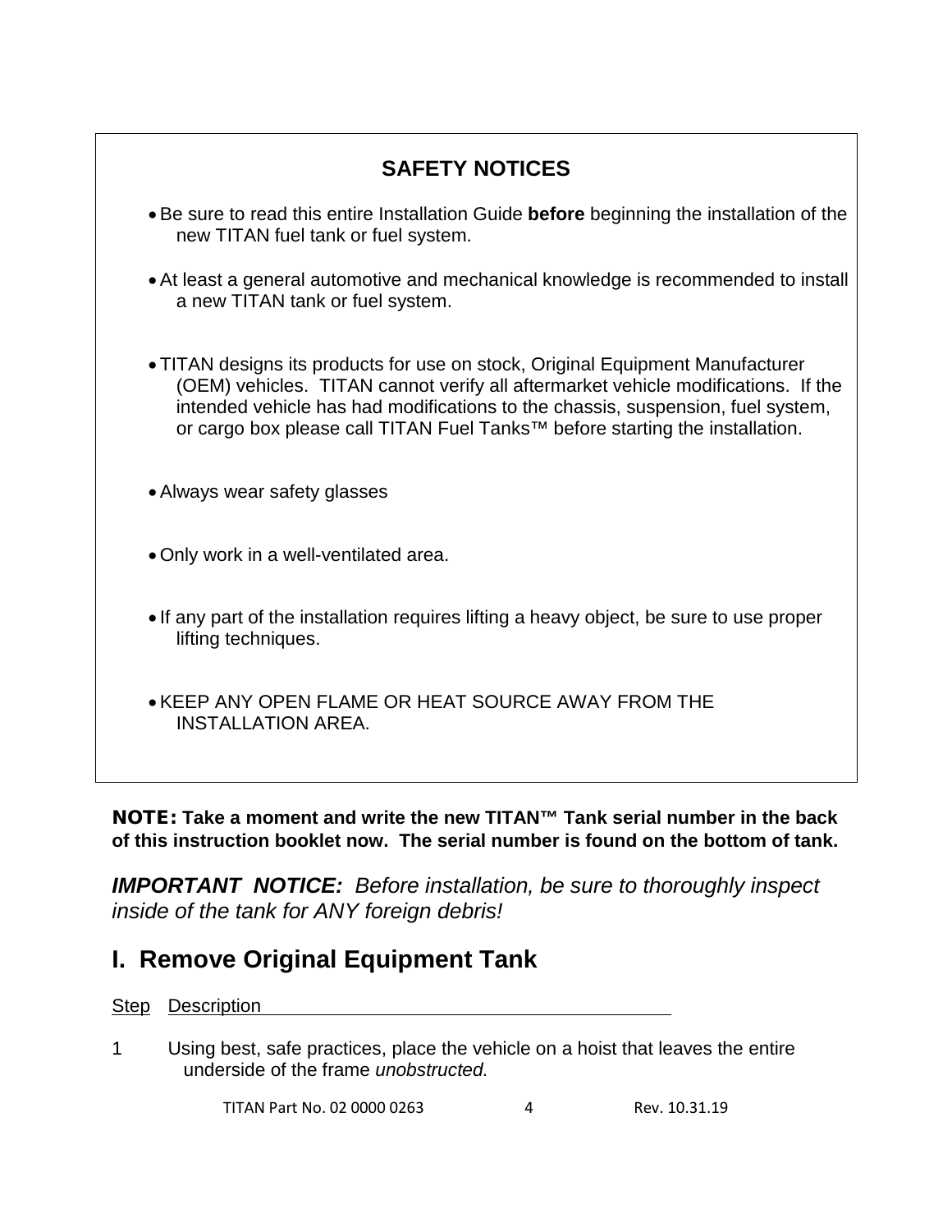## SAFETY NOTICES

- Be sure to read this entire Installation Guide **before** beginning the installation of the new TITAN fuel tank or fuel system.
- At least a general automotive and mechanical knowledge is recommended to install a new TITAN tank or fuel system.
- TITAN designs its products for use on stock, Original Equipment Manufacturer (OEM) vehicles. TITAN cannot verify all aftermarket vehicle modifications. If the intended vehicle has had modifications to the chassis, suspension, fuel system, or cargo box please call TITAN Fuel Tanks™ before starting the installation.
- Always wear safety glasses
- Only work in a well-ventilated area.
- If any part of the installation requires lifting a heavy object, be sure to use proper lifting techniques.
- KEEP ANY OPEN FLAME OR HEAT SOURCE AWAY FROM THE INSTALLATION AREA.

**NOTE: Take a moment and write the new TITAN™ Tank serial number in the back of this instruction booklet now. The serial number is found on the bottom of tank.**

***IMPORTANT NOTICE:*** *Before installation, be sure to thoroughly inspect inside of the tank for ANY foreign debris!*

# I. Remove Original Equipment Tank

| Step | Description |
| --- | --- |
| 1 | Using best, safe practices, place the vehicle on a hoist that leaves the entire underside of the frame *unobstructed.* |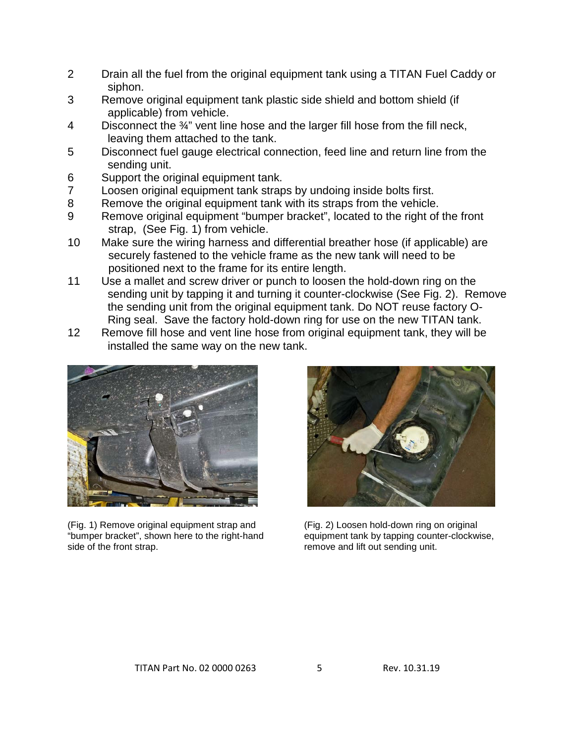2. Drain all the fuel from the original equipment tank using a TITAN Fuel Caddy or siphon.
3. Remove original equipment tank plastic side shield and bottom shield (if applicable) from vehicle.
4. Disconnect the ¾" vent line hose and the larger fill hose from the fill neck, leaving them attached to the tank.
5. Disconnect fuel gauge electrical connection, feed line and return line from the sending unit.
6. Support the original equipment tank.
7. Loosen original equipment tank straps by undoing inside bolts first.
8. Remove the original equipment tank with its straps from the vehicle.
9. Remove original equipment "bumper bracket", located to the right of the front strap, (See Fig. 1) from vehicle.
10. Make sure the wiring harness and differential breather hose (if applicable) are securely fastened to the vehicle frame as the new tank will need to be positioned next to the frame for its entire length.
11. Use a mallet and screw driver or punch to loosen the hold-down ring on the sending unit by tapping it and turning it counter-clockwise (See Fig. 2). Remove the sending unit from the original equipment tank. Do NOT reuse factory O-Ring seal. Save the factory hold-down ring for use on the new TITAN tank.
12. Remove fill hose and vent line hose from original equipment tank, they will be installed the same way on the new tank.

(Fig. 1) Remove original equipment strap and "bumper bracket", shown here to the right-hand side of the front strap.

(Fig. 2) Loosen hold-down ring on original equipment tank by tapping counter-clockwise, remove and lift out sending unit.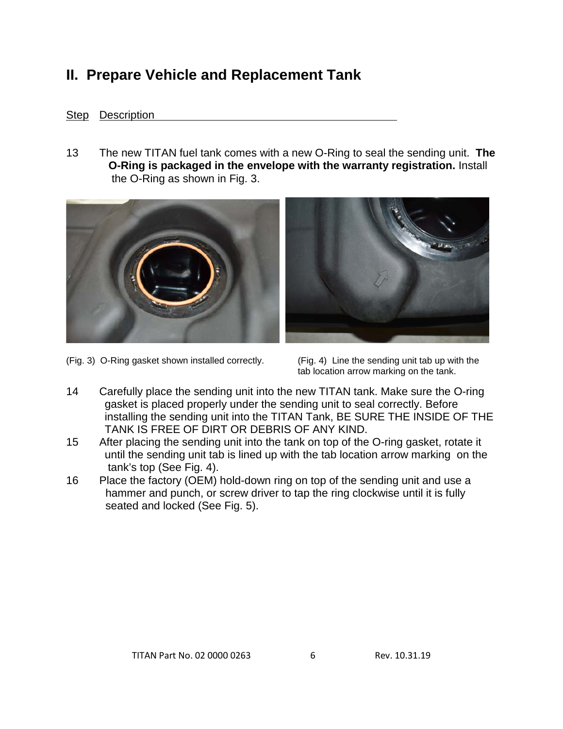## II. Prepare Vehicle and Replacement Tank

Step Description

13 The new TITAN fuel tank comes with a new O-Ring to seal the sending unit. **The O-Ring is packaged in the envelope with the warranty registration.** Install the O-Ring as shown in Fig. 3.

(Fig. 3) O-Ring gasket shown installed correctly.

(Fig. 4) Line the sending unit tab up with the tab location arrow marking on the tank.

14 Carefully place the sending unit into the new TITAN tank. Make sure the O-ring gasket is placed properly under the sending unit to seal correctly. Before installing the sending unit into the TITAN Tank, BE SURE THE INSIDE OF THE TANK IS FREE OF DIRT OR DEBRIS OF ANY KIND.

15 After placing the sending unit into the tank on top of the O-ring gasket, rotate it until the sending unit tab is lined up with the tab location arrow marking on the tank's top (See Fig. 4).

16 Place the factory (OEM) hold-down ring on top of the sending unit and use a hammer and punch, or screw driver to tap the ring clockwise until it is fully seated and locked (See Fig. 5).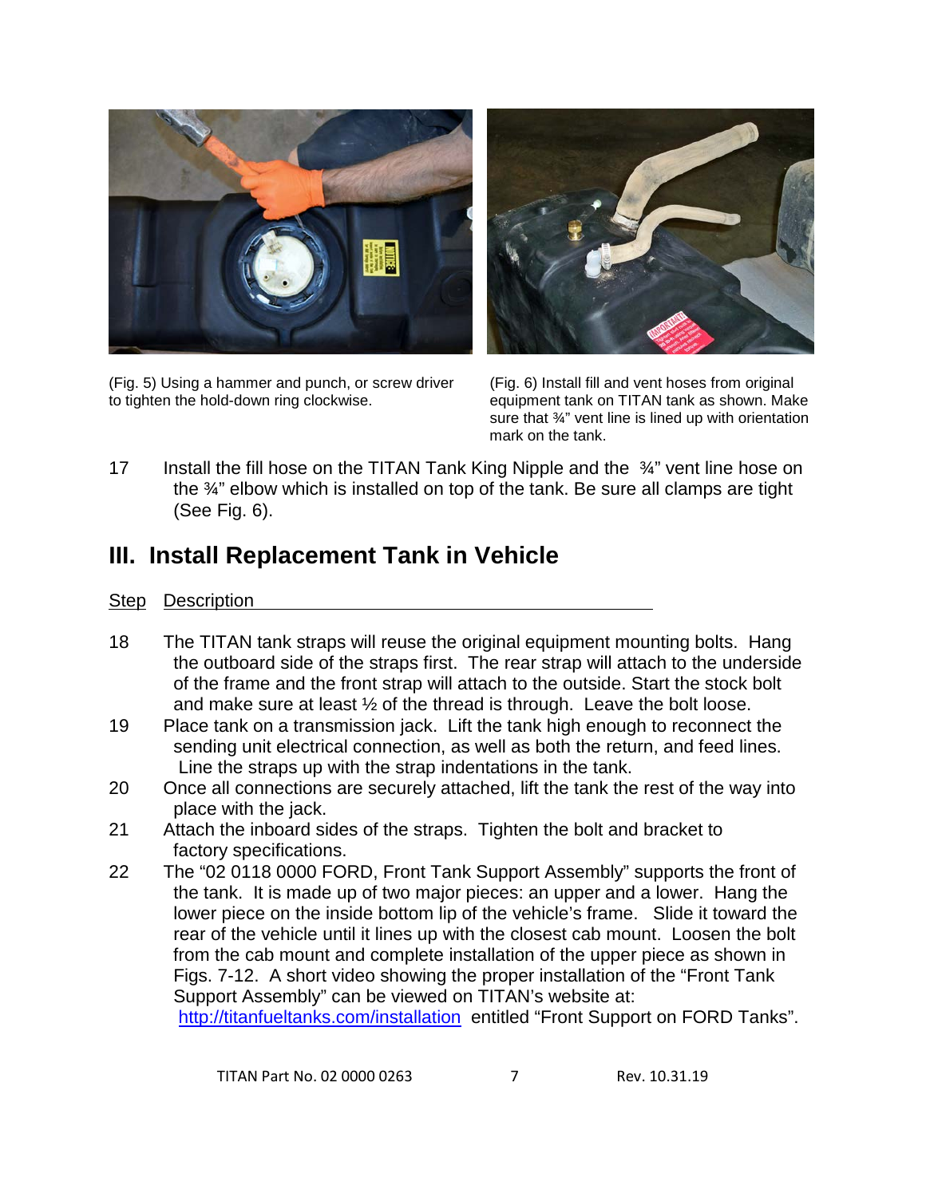(Fig. 5) Using a hammer and punch, or screw driver to tighten the hold-down ring clockwise.

(Fig. 6) Install fill and vent hoses from original equipment tank on TITAN tank as shown. Make sure that ¾" vent line is lined up with orientation mark on the tank.

17 Install the fill hose on the TITAN Tank King Nipple and the ¾" vent line hose on the ¾" elbow which is installed on top of the tank. Be sure all clamps are tight (See Fig. 6).

## III. Install Replacement Tank in Vehicle

Step Description

18 The TITAN tank straps will reuse the original equipment mounting bolts. Hang the outboard side of the straps first. The rear strap will attach to the underside of the frame and the front strap will attach to the outside. Start the stock bolt and make sure at least ½ of the thread is through. Leave the bolt loose.

19 Place tank on a transmission jack. Lift the tank high enough to reconnect the sending unit electrical connection, as well as both the return, and feed lines. Line the straps up with the strap indentations in the tank.

20 Once all connections are securely attached, lift the tank the rest of the way into place with the jack.

21 Attach the inboard sides of the straps. Tighten the bolt and bracket to factory specifications.

22 The "02 0118 0000 FORD, Front Tank Support Assembly" supports the front of the tank. It is made up of two major pieces: an upper and a lower. Hang the lower piece on the inside bottom lip of the vehicle's frame. Slide it toward the rear of the vehicle until it lines up with the closest cab mount. Loosen the bolt from the cab mount and complete installation of the upper piece as shown in Figs. 7-12. A short video showing the proper installation of the "Front Tank Support Assembly" can be viewed on TITAN's website at: http://titanfueltanks.com/installation entitled "Front Support on FORD Tanks".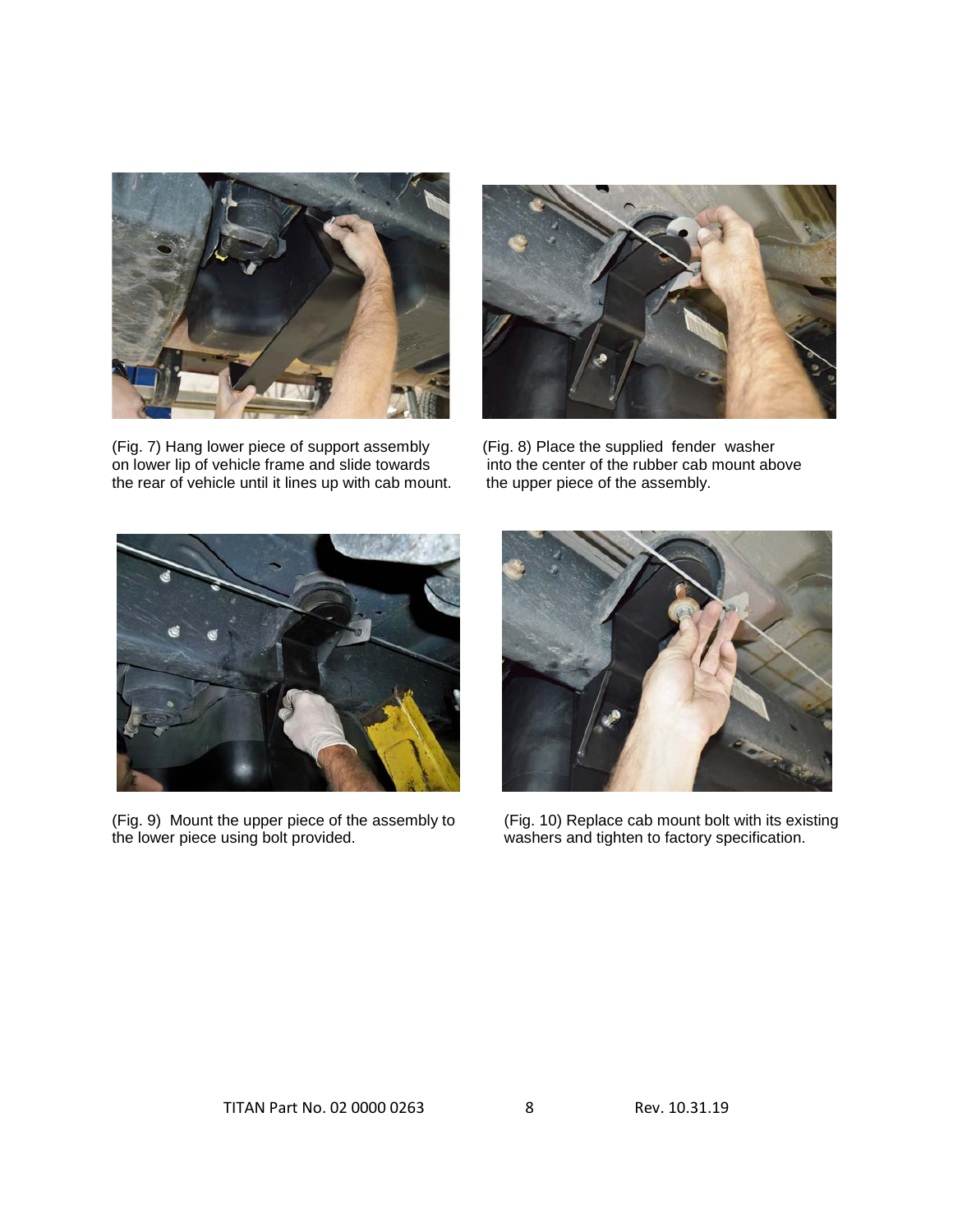(Fig. 7) Hang lower piece of support assembly on lower lip of vehicle frame and slide towards the rear of vehicle until it lines up with cab mount.

(Fig. 8) Place the supplied fender washer into the center of the rubber cab mount above the upper piece of the assembly.

(Fig. 9) Mount the upper piece of the assembly to the lower piece using bolt provided.

(Fig. 10) Replace cab mount bolt with its existing washers and tighten to factory specification.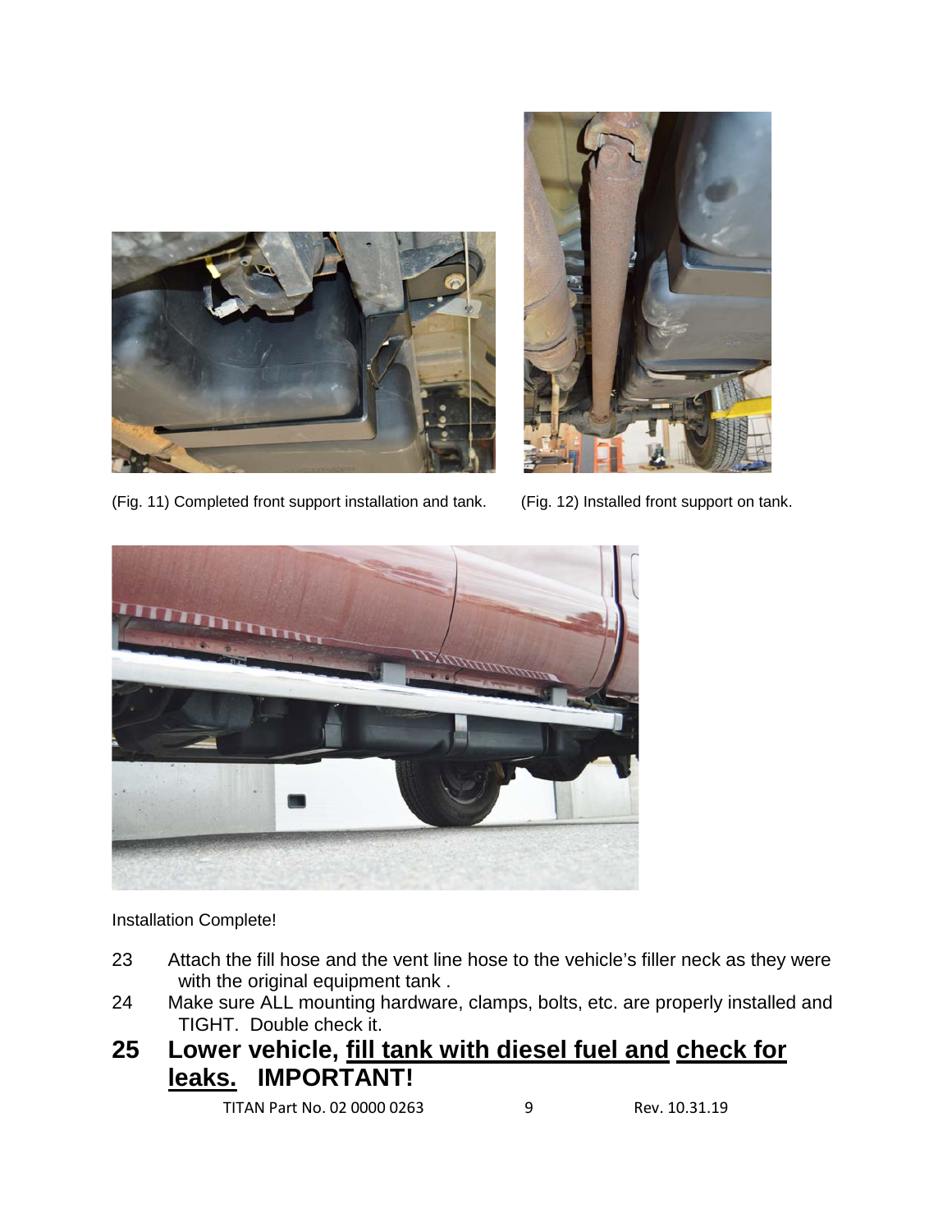(Fig. 11) Completed front support installation and tank.

(Fig. 12) Installed front support on tank.

Installation Complete!

23 Attach the fill hose and the vent line hose to the vehicle's filler neck as they were with the original equipment tank .

24 Make sure ALL mounting hardware, clamps, bolts, etc. are properly installed and TIGHT. Double check it.

## 25 Lower vehicle, <u>fill tank with diesel fuel and</u> <u>check for leaks.</u> IMPORTANT!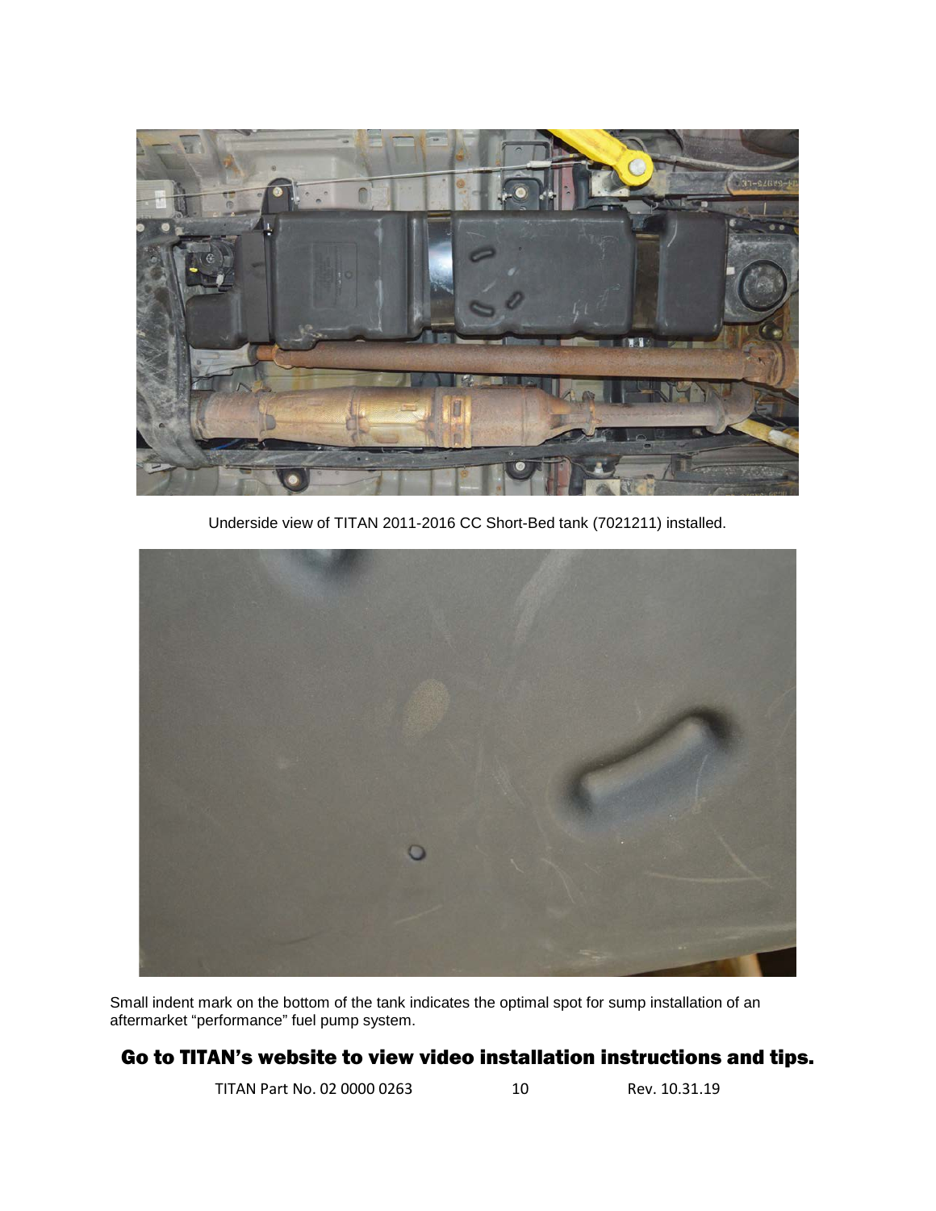Underside view of TITAN 2011-2016 CC Short-Bed tank (7021211) installed.

Small indent mark on the bottom of the tank indicates the optimal spot for sump installation of an aftermarket "performance" fuel pump system.

## Go to TITAN's website to view video installation instructions and tips.

TITAN Part No. 02 0000 0263 Rev. 10.31.19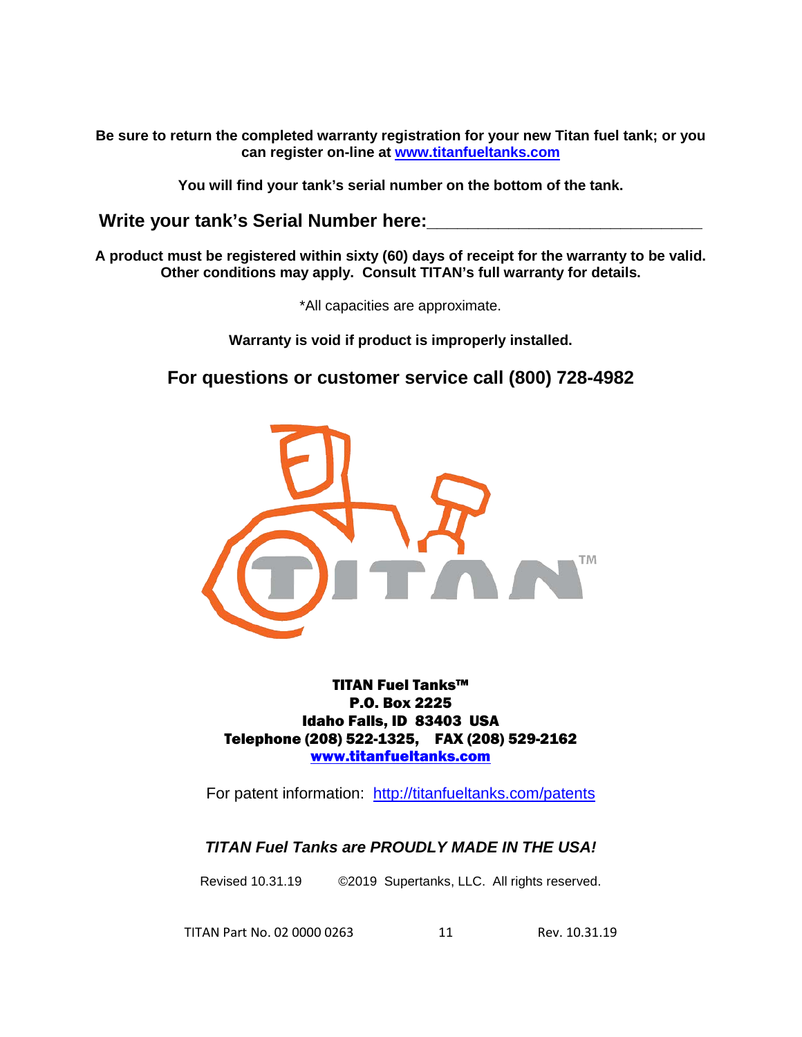**Be sure to return the completed warranty registration for your new Titan fuel tank; or you can register on-line at [www.titanfueltanks.com](http://www.titanfueltanks.com)**

**You will find your tank's serial number on the bottom of the tank.**

**Write your tank's Serial Number here:____________________________**

**A product must be registered within sixty (60) days of receipt for the warranty to be valid. Other conditions may apply. Consult TITAN's full warranty for details.**

*All capacities are approximate.

**Warranty is void if product is improperly installed.**

## For questions or customer service call (800) 728-4982

TITAN™

**TITAN Fuel Tanks™**
**P.O. Box 2225**
**Idaho Falls, ID 83403 USA**
**Telephone (208) 522-1325, FAX (208) 529-2162**
**[www.titanfueltanks.com](http://www.titanfueltanks.com)**

For patent information: [http://titanfueltanks.com/patents](http://titanfueltanks.com/patents)

***TITAN Fuel Tanks are PROUDLY MADE IN THE USA!***

Revised 10.31.19 ©2019 Supertanks, LLC. All rights reserved.

TITAN Part No. 02 0000 0263 Rev. 10.31.19